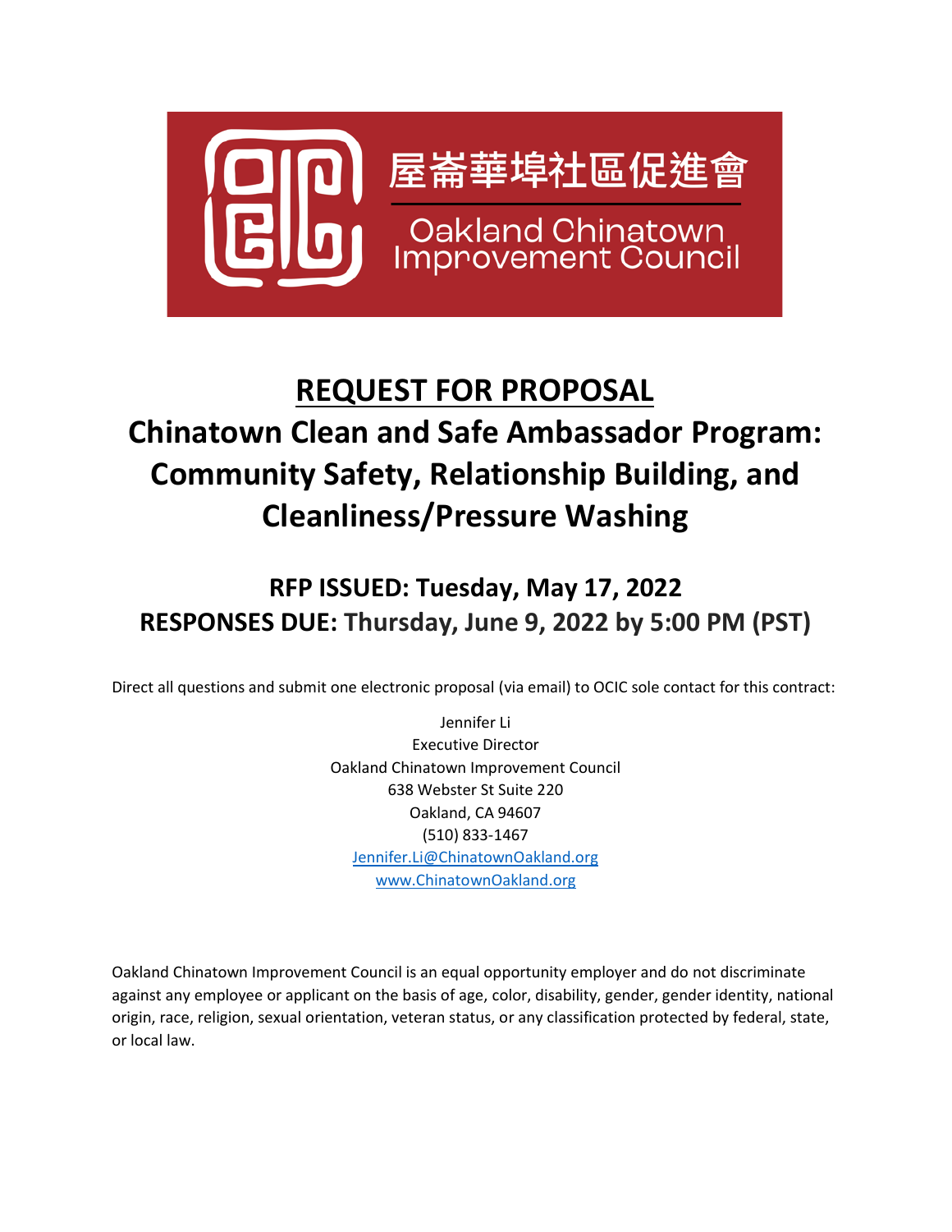屋崙華埠社區促進會

Oakland Chinatown Improvement Council

# REQUEST FOR PROPOSAL

# Chinatown Clean and Safe Ambassador Program: Community Safety, Relationship Building, and Cleanliness/Pressure Washing

## RFP ISSUED: Tuesday, May 17, 2022
## RESPONSES DUE: Thursday, June 9, 2022 by 5:00 PM (PST)

Direct all questions and submit one electronic proposal (via email) to OCIC sole contact for this contract:

Jennifer Li  
Executive Director  
Oakland Chinatown Improvement Council  
638 Webster St Suite 220  
Oakland, CA 94607  
(510) 833-1467  
Jennifer.Li@ChinatownOakland.org  
www.ChinatownOakland.org

Oakland Chinatown Improvement Council is an equal opportunity employer and do not discriminate against any employee or applicant on the basis of age, color, disability, gender, gender identity, national origin, race, religion, sexual orientation, veteran status, or any classification protected by federal, state, or local law.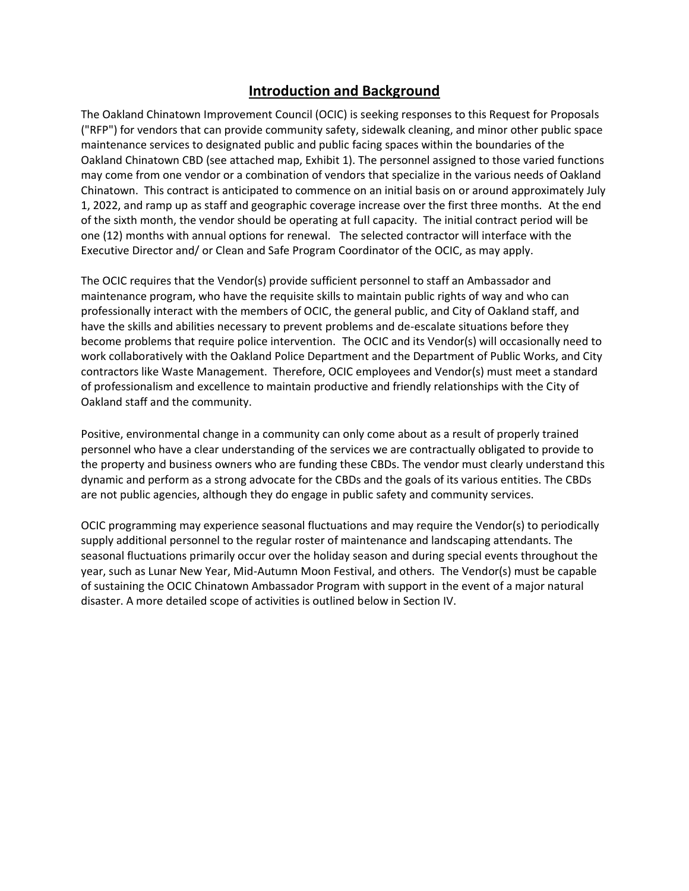## Introduction and Background

The Oakland Chinatown Improvement Council (OCIC) is seeking responses to this Request for Proposals ("RFP") for vendors that can provide community safety, sidewalk cleaning, and minor other public space maintenance services to designated public and public facing spaces within the boundaries of the Oakland Chinatown CBD (see attached map, Exhibit 1). The personnel assigned to those varied functions may come from one vendor or a combination of vendors that specialize in the various needs of Oakland Chinatown. This contract is anticipated to commence on an initial basis on or around approximately July 1, 2022, and ramp up as staff and geographic coverage increase over the first three months. At the end of the sixth month, the vendor should be operating at full capacity. The initial contract period will be one (12) months with annual options for renewal. The selected contractor will interface with the Executive Director and/ or Clean and Safe Program Coordinator of the OCIC, as may apply.

The OCIC requires that the Vendor(s) provide sufficient personnel to staff an Ambassador and maintenance program, who have the requisite skills to maintain public rights of way and who can professionally interact with the members of OCIC, the general public, and City of Oakland staff, and have the skills and abilities necessary to prevent problems and de-escalate situations before they become problems that require police intervention. The OCIC and its Vendor(s) will occasionally need to work collaboratively with the Oakland Police Department and the Department of Public Works, and City contractors like Waste Management. Therefore, OCIC employees and Vendor(s) must meet a standard of professionalism and excellence to maintain productive and friendly relationships with the City of Oakland staff and the community.

Positive, environmental change in a community can only come about as a result of properly trained personnel who have a clear understanding of the services we are contractually obligated to provide to the property and business owners who are funding these CBDs. The vendor must clearly understand this dynamic and perform as a strong advocate for the CBDs and the goals of its various entities. The CBDs are not public agencies, although they do engage in public safety and community services.

OCIC programming may experience seasonal fluctuations and may require the Vendor(s) to periodically supply additional personnel to the regular roster of maintenance and landscaping attendants. The seasonal fluctuations primarily occur over the holiday season and during special events throughout the year, such as Lunar New Year, Mid-Autumn Moon Festival, and others. The Vendor(s) must be capable of sustaining the OCIC Chinatown Ambassador Program with support in the event of a major natural disaster. A more detailed scope of activities is outlined below in Section IV.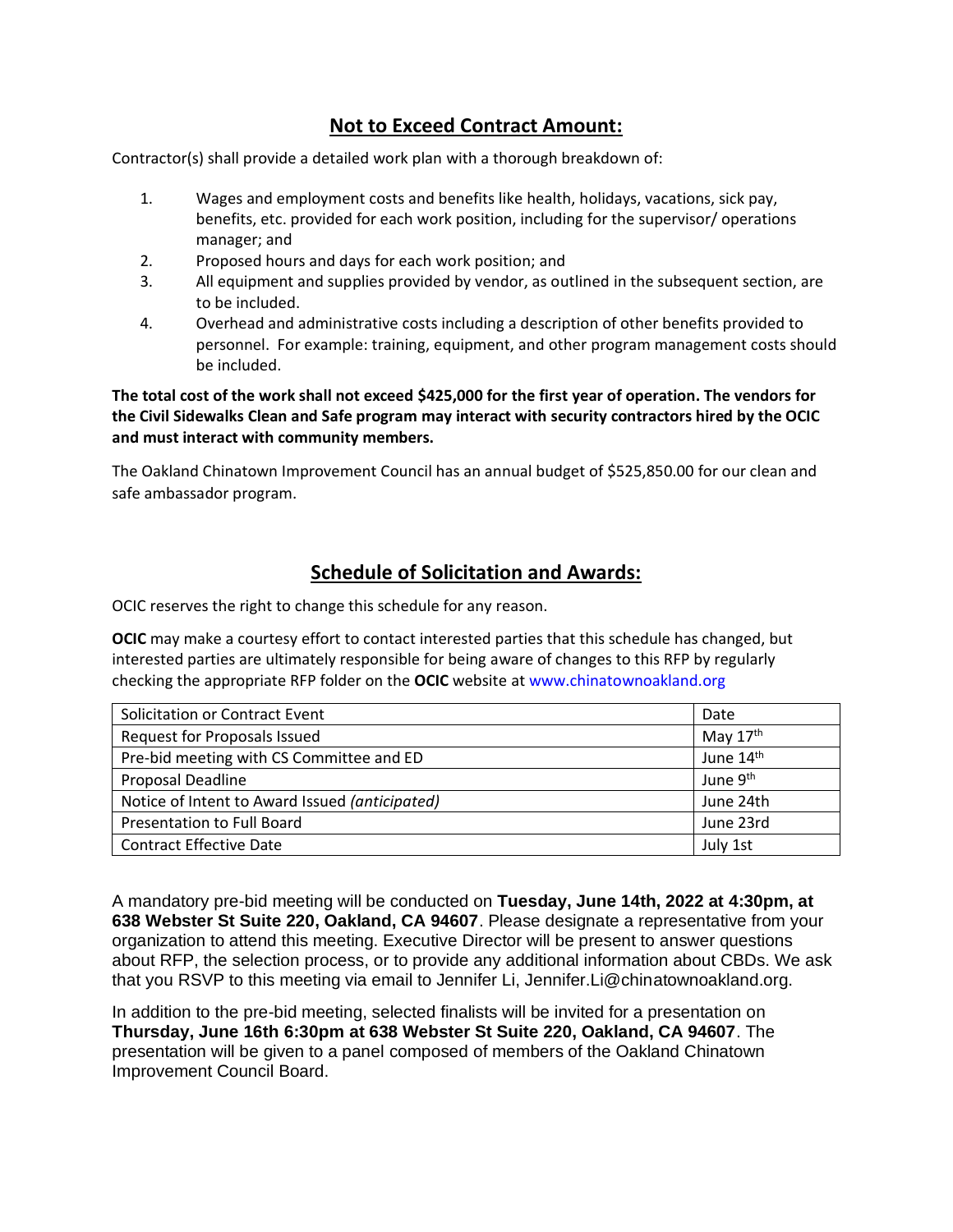## Not to Exceed Contract Amount:

Contractor(s) shall provide a detailed work plan with a thorough breakdown of:

1. Wages and employment costs and benefits like health, holidays, vacations, sick pay, benefits, etc. provided for each work position, including for the supervisor/ operations manager; and
2. Proposed hours and days for each work position; and
3. All equipment and supplies provided by vendor, as outlined in the subsequent section, are to be included.
4. Overhead and administrative costs including a description of other benefits provided to personnel. For example: training, equipment, and other program management costs should be included.

**The total cost of the work shall not exceed $425,000 for the first year of operation. The vendors for the Civil Sidewalks Clean and Safe program may interact with security contractors hired by the OCIC and must interact with community members.**

The Oakland Chinatown Improvement Council has an annual budget of $525,850.00 for our clean and safe ambassador program.

## Schedule of Solicitation and Awards:

OCIC reserves the right to change this schedule for any reason.

**OCIC** may make a courtesy effort to contact interested parties that this schedule has changed, but interested parties are ultimately responsible for being aware of changes to this RFP by regularly checking the appropriate RFP folder on the **OCIC** website at www.chinatownoakland.org

| Solicitation or Contract Event | Date |
|---|---|
| Request for Proposals Issued | May 17th |
| Pre-bid meeting with CS Committee and ED | June 14th |
| Proposal Deadline | June 9th |
| Notice of Intent to Award Issued *(anticipated)* | June 24th |
| Presentation to Full Board | June 23rd |
| Contract Effective Date | July 1st |

A mandatory pre-bid meeting will be conducted on **Tuesday, June 14th, 2022 at 4:30pm, at 638 Webster St Suite 220, Oakland, CA 94607**. Please designate a representative from your organization to attend this meeting. Executive Director will be present to answer questions about RFP, the selection process, or to provide any additional information about CBDs. We ask that you RSVP to this meeting via email to Jennifer Li, Jennifer.Li@chinatownoakland.org.

In addition to the pre-bid meeting, selected finalists will be invited for a presentation on **Thursday, June 16th 6:30pm at 638 Webster St Suite 220, Oakland, CA 94607**. The presentation will be given to a panel composed of members of the Oakland Chinatown Improvement Council Board.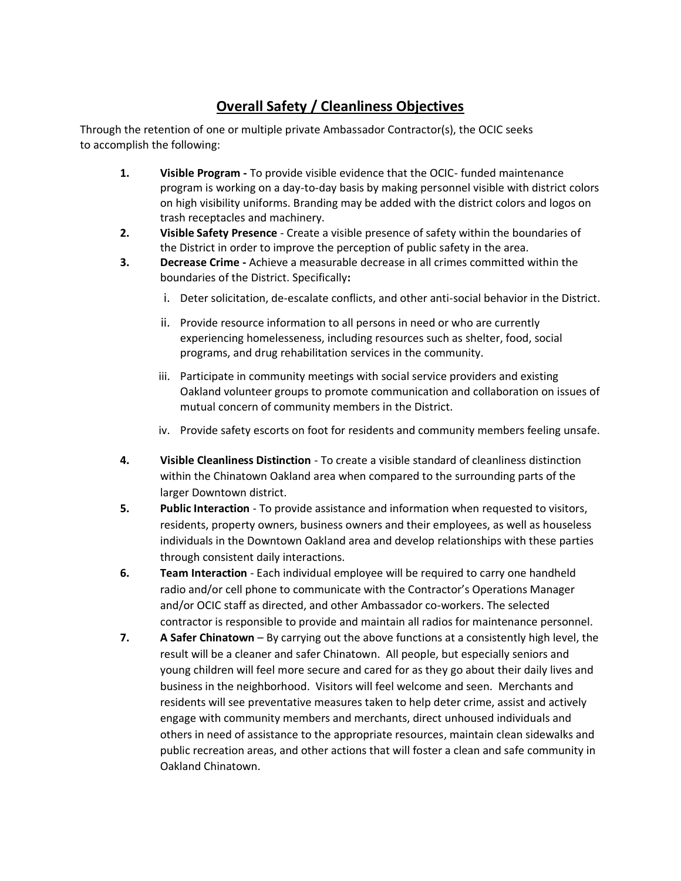## Overall Safety / Cleanliness Objectives

Through the retention of one or multiple private Ambassador Contractor(s), the OCIC seeks to accomplish the following:

1. **Visible Program -** To provide visible evidence that the OCIC- funded maintenance program is working on a day-to-day basis by making personnel visible with district colors on high visibility uniforms. Branding may be added with the district colors and logos on trash receptacles and machinery.
2. **Visible Safety Presence** - Create a visible presence of safety within the boundaries of the District in order to improve the perception of public safety in the area.
3. **Decrease Crime -** Achieve a measurable decrease in all crimes committed within the boundaries of the District. Specifically**:**
   i. Deter solicitation, de-escalate conflicts, and other anti-social behavior in the District.
   ii. Provide resource information to all persons in need or who are currently experiencing homelesseness, including resources such as shelter, food, social programs, and drug rehabilitation services in the community.
   iii. Participate in community meetings with social service providers and existing Oakland volunteer groups to promote communication and collaboration on issues of mutual concern of community members in the District.
   iv. Provide safety escorts on foot for residents and community members feeling unsafe.
4. **Visible Cleanliness Distinction** - To create a visible standard of cleanliness distinction within the Chinatown Oakland area when compared to the surrounding parts of the larger Downtown district.
5. **Public Interaction** - To provide assistance and information when requested to visitors, residents, property owners, business owners and their employees, as well as houseless individuals in the Downtown Oakland area and develop relationships with these parties through consistent daily interactions.
6. **Team Interaction** - Each individual employee will be required to carry one handheld radio and/or cell phone to communicate with the Contractor's Operations Manager and/or OCIC staff as directed, and other Ambassador co-workers. The selected contractor is responsible to provide and maintain all radios for maintenance personnel.
7. **A Safer Chinatown** – By carrying out the above functions at a consistently high level, the result will be a cleaner and safer Chinatown. All people, but especially seniors and young children will feel more secure and cared for as they go about their daily lives and business in the neighborhood. Visitors will feel welcome and seen. Merchants and residents will see preventative measures taken to help deter crime, assist and actively engage with community members and merchants, direct unhoused individuals and others in need of assistance to the appropriate resources, maintain clean sidewalks and public recreation areas, and other actions that will foster a clean and safe community in Oakland Chinatown.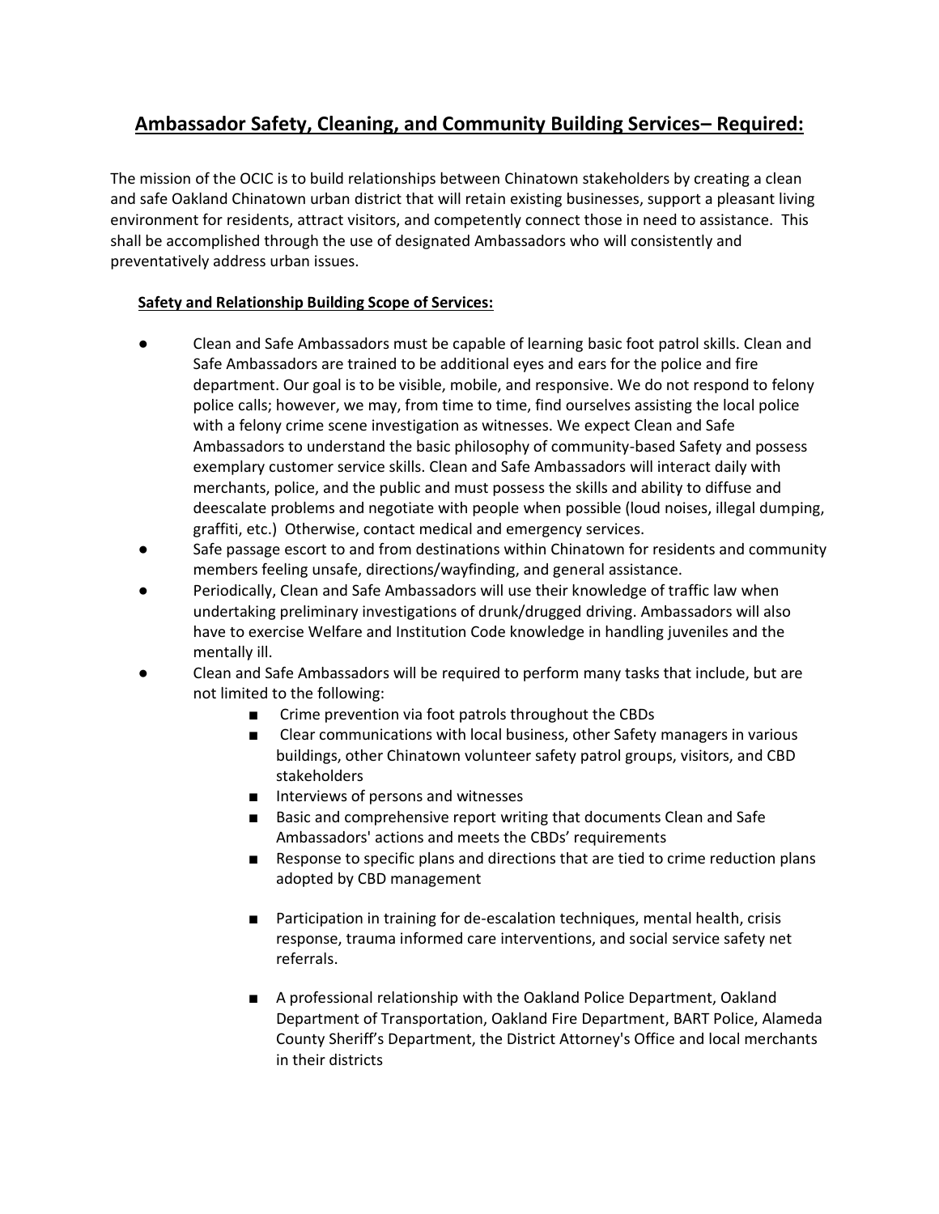## Ambassador Safety, Cleaning, and Community Building Services– Required:

The mission of the OCIC is to build relationships between Chinatown stakeholders by creating a clean and safe Oakland Chinatown urban district that will retain existing businesses, support a pleasant living environment for residents, attract visitors, and competently connect those in need to assistance. This shall be accomplished through the use of designated Ambassadors who will consistently and preventatively address urban issues.

### Safety and Relationship Building Scope of Services:

- Clean and Safe Ambassadors must be capable of learning basic foot patrol skills. Clean and Safe Ambassadors are trained to be additional eyes and ears for the police and fire department. Our goal is to be visible, mobile, and responsive. We do not respond to felony police calls; however, we may, from time to time, find ourselves assisting the local police with a felony crime scene investigation as witnesses. We expect Clean and Safe Ambassadors to understand the basic philosophy of community-based Safety and possess exemplary customer service skills. Clean and Safe Ambassadors will interact daily with merchants, police, and the public and must possess the skills and ability to diffuse and deescalate problems and negotiate with people when possible (loud noises, illegal dumping, graffiti, etc.) Otherwise, contact medical and emergency services.
- Safe passage escort to and from destinations within Chinatown for residents and community members feeling unsafe, directions/wayfinding, and general assistance.
- Periodically, Clean and Safe Ambassadors will use their knowledge of traffic law when undertaking preliminary investigations of drunk/drugged driving. Ambassadors will also have to exercise Welfare and Institution Code knowledge in handling juveniles and the mentally ill.
- Clean and Safe Ambassadors will be required to perform many tasks that include, but are not limited to the following:
  - Crime prevention via foot patrols throughout the CBDs
  - Clear communications with local business, other Safety managers in various buildings, other Chinatown volunteer safety patrol groups, visitors, and CBD stakeholders
  - Interviews of persons and witnesses
  - Basic and comprehensive report writing that documents Clean and Safe Ambassadors' actions and meets the CBDs' requirements
  - Response to specific plans and directions that are tied to crime reduction plans adopted by CBD management
  - Participation in training for de-escalation techniques, mental health, crisis response, trauma informed care interventions, and social service safety net referrals.
  - A professional relationship with the Oakland Police Department, Oakland Department of Transportation, Oakland Fire Department, BART Police, Alameda County Sheriff's Department, the District Attorney's Office and local merchants in their districts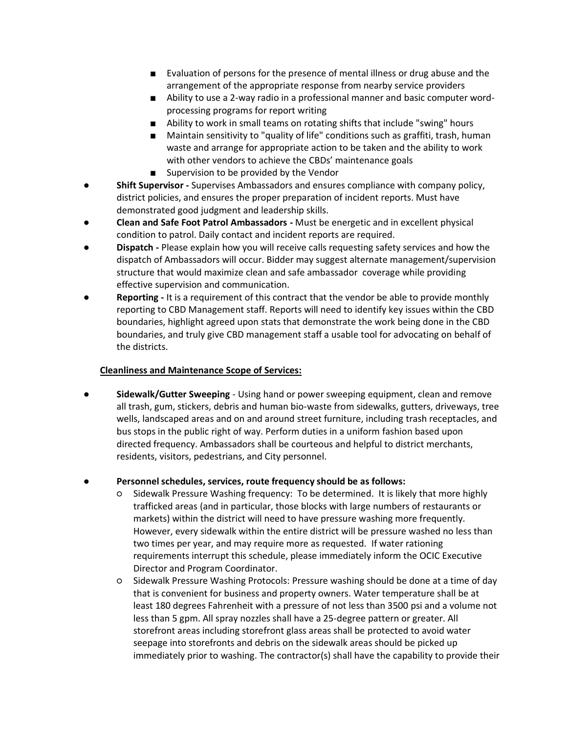- Evaluation of persons for the presence of mental illness or drug abuse and the arrangement of the appropriate response from nearby service providers
    - Ability to use a 2-way radio in a professional manner and basic computer word-processing programs for report writing
    - Ability to work in small teams on rotating shifts that include "swing" hours
    - Maintain sensitivity to "quality of life" conditions such as graffiti, trash, human waste and arrange for appropriate action to be taken and the ability to work with other vendors to achieve the CBDs' maintenance goals
    - Supervision to be provided by the Vendor
- **Shift Supervisor -** Supervises Ambassadors and ensures compliance with company policy, district policies, and ensures the proper preparation of incident reports. Must have demonstrated good judgment and leadership skills.
- **Clean and Safe Foot Patrol Ambassadors -** Must be energetic and in excellent physical condition to patrol. Daily contact and incident reports are required.
- **Dispatch -** Please explain how you will receive calls requesting safety services and how the dispatch of Ambassadors will occur. Bidder may suggest alternate management/supervision structure that would maximize clean and safe ambassador coverage while providing effective supervision and communication.
- **Reporting -** It is a requirement of this contract that the vendor be able to provide monthly reporting to CBD Management staff. Reports will need to identify key issues within the CBD boundaries, highlight agreed upon stats that demonstrate the work being done in the CBD boundaries, and truly give CBD management staff a usable tool for advocating on behalf of the districts.

**Cleanliness and Maintenance Scope of Services:**

- **Sidewalk/Gutter Sweeping** - Using hand or power sweeping equipment, clean and remove all trash, gum, stickers, debris and human bio-waste from sidewalks, gutters, driveways, tree wells, landscaped areas and on and around street furniture, including trash receptacles, and bus stops in the public right of way. Perform duties in a uniform fashion based upon directed frequency. Ambassadors shall be courteous and helpful to district merchants, residents, visitors, pedestrians, and City personnel.

- **Personnel schedules, services, route frequency should be as follows:**
    - Sidewalk Pressure Washing frequency: To be determined. It is likely that more highly trafficked areas (and in particular, those blocks with large numbers of restaurants or markets) within the district will need to have pressure washing more frequently. However, every sidewalk within the entire district will be pressure washed no less than two times per year, and may require more as requested. If water rationing requirements interrupt this schedule, please immediately inform the OCIC Executive Director and Program Coordinator.
    - Sidewalk Pressure Washing Protocols: Pressure washing should be done at a time of day that is convenient for business and property owners. Water temperature shall be at least 180 degrees Fahrenheit with a pressure of not less than 3500 psi and a volume not less than 5 gpm. All spray nozzles shall have a 25-degree pattern or greater. All storefront areas including storefront glass areas shall be protected to avoid water seepage into storefronts and debris on the sidewalk areas should be picked up immediately prior to washing. The contractor(s) shall have the capability to provide their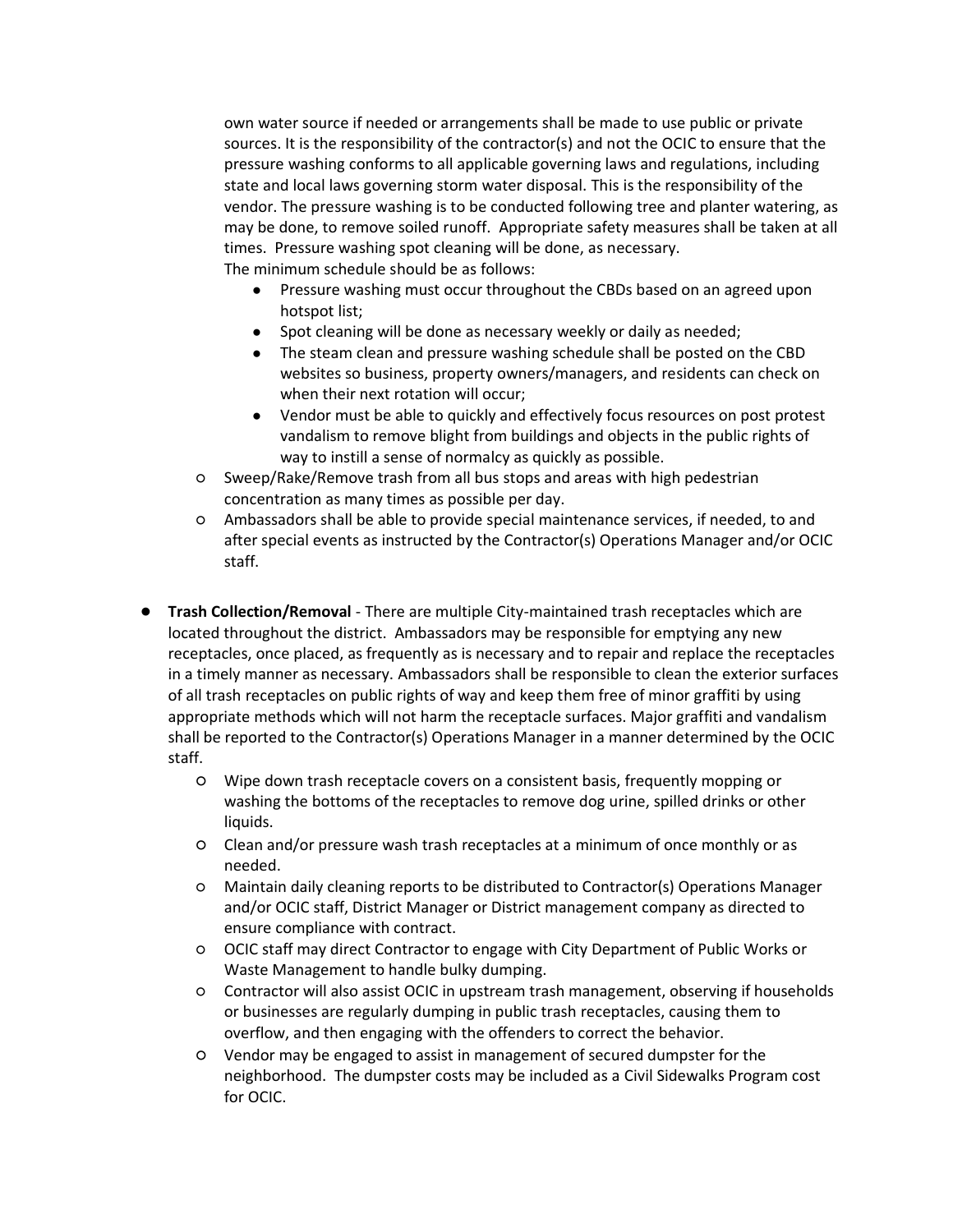own water source if needed or arrangements shall be made to use public or private sources. It is the responsibility of the contractor(s) and not the OCIC to ensure that the pressure washing conforms to all applicable governing laws and regulations, including state and local laws governing storm water disposal. This is the responsibility of the vendor. The pressure washing is to be conducted following tree and planter watering, as may be done, to remove soiled runoff. Appropriate safety measures shall be taken at all times. Pressure washing spot cleaning will be done, as necessary.
    The minimum schedule should be as follows:
        - Pressure washing must occur throughout the CBDs based on an agreed upon hotspot list;
        - Spot cleaning will be done as necessary weekly or daily as needed;
        - The steam clean and pressure washing schedule shall be posted on the CBD websites so business, property owners/managers, and residents can check on when their next rotation will occur;
        - Vendor must be able to quickly and effectively focus resources on post protest vandalism to remove blight from buildings and objects in the public rights of way to instill a sense of normalcy as quickly as possible.
    - Sweep/Rake/Remove trash from all bus stops and areas with high pedestrian concentration as many times as possible per day.
    - Ambassadors shall be able to provide special maintenance services, if needed, to and after special events as instructed by the Contractor(s) Operations Manager and/or OCIC staff.

- **Trash Collection/Removal** - There are multiple City-maintained trash receptacles which are located throughout the district. Ambassadors may be responsible for emptying any new receptacles, once placed, as frequently as is necessary and to repair and replace the receptacles in a timely manner as necessary. Ambassadors shall be responsible to clean the exterior surfaces of all trash receptacles on public rights of way and keep them free of minor graffiti by using appropriate methods which will not harm the receptacle surfaces. Major graffiti and vandalism shall be reported to the Contractor(s) Operations Manager in a manner determined by the OCIC staff.
    - Wipe down trash receptacle covers on a consistent basis, frequently mopping or washing the bottoms of the receptacles to remove dog urine, spilled drinks or other liquids.
    - Clean and/or pressure wash trash receptacles at a minimum of once monthly or as needed.
    - Maintain daily cleaning reports to be distributed to Contractor(s) Operations Manager and/or OCIC staff, District Manager or District management company as directed to ensure compliance with contract.
    - OCIC staff may direct Contractor to engage with City Department of Public Works or Waste Management to handle bulky dumping.
    - Contractor will also assist OCIC in upstream trash management, observing if households or businesses are regularly dumping in public trash receptacles, causing them to overflow, and then engaging with the offenders to correct the behavior.
    - Vendor may be engaged to assist in management of secured dumpster for the neighborhood. The dumpster costs may be included as a Civil Sidewalks Program cost for OCIC.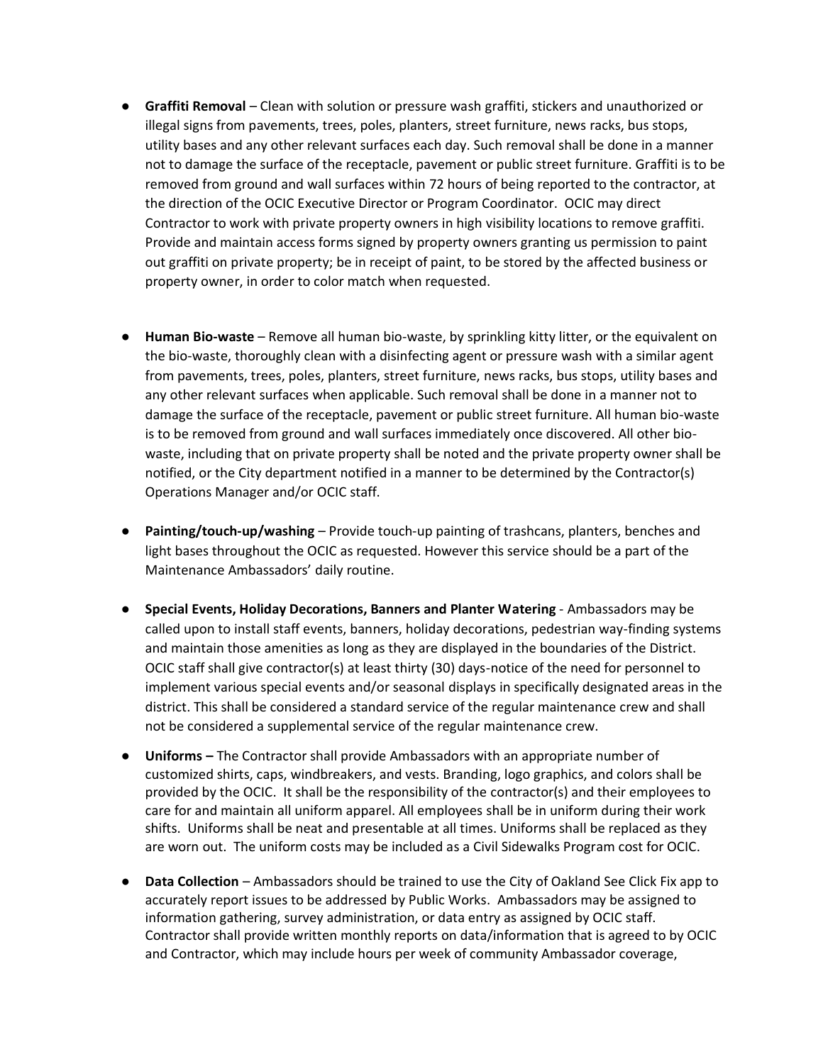- **Graffiti Removal** – Clean with solution or pressure wash graffiti, stickers and unauthorized or illegal signs from pavements, trees, poles, planters, street furniture, news racks, bus stops, utility bases and any other relevant surfaces each day. Such removal shall be done in a manner not to damage the surface of the receptacle, pavement or public street furniture. Graffiti is to be removed from ground and wall surfaces within 72 hours of being reported to the contractor, at the direction of the OCIC Executive Director or Program Coordinator. OCIC may direct Contractor to work with private property owners in high visibility locations to remove graffiti. Provide and maintain access forms signed by property owners granting us permission to paint out graffiti on private property; be in receipt of paint, to be stored by the affected business or property owner, in order to color match when requested.

- **Human Bio-waste** – Remove all human bio-waste, by sprinkling kitty litter, or the equivalent on the bio-waste, thoroughly clean with a disinfecting agent or pressure wash with a similar agent from pavements, trees, poles, planters, street furniture, news racks, bus stops, utility bases and any other relevant surfaces when applicable. Such removal shall be done in a manner not to damage the surface of the receptacle, pavement or public street furniture. All human bio-waste is to be removed from ground and wall surfaces immediately once discovered. All other bio-waste, including that on private property shall be noted and the private property owner shall be notified, or the City department notified in a manner to be determined by the Contractor(s) Operations Manager and/or OCIC staff.

- **Painting/touch-up/washing** – Provide touch-up painting of trashcans, planters, benches and light bases throughout the OCIC as requested. However this service should be a part of the Maintenance Ambassadors' daily routine.

- **Special Events, Holiday Decorations, Banners and Planter Watering** - Ambassadors may be called upon to install staff events, banners, holiday decorations, pedestrian way-finding systems and maintain those amenities as long as they are displayed in the boundaries of the District. OCIC staff shall give contractor(s) at least thirty (30) days-notice of the need for personnel to implement various special events and/or seasonal displays in specifically designated areas in the district. This shall be considered a standard service of the regular maintenance crew and shall not be considered a supplemental service of the regular maintenance crew.

- **Uniforms –** The Contractor shall provide Ambassadors with an appropriate number of customized shirts, caps, windbreakers, and vests. Branding, logo graphics, and colors shall be provided by the OCIC. It shall be the responsibility of the contractor(s) and their employees to care for and maintain all uniform apparel. All employees shall be in uniform during their work shifts. Uniforms shall be neat and presentable at all times. Uniforms shall be replaced as they are worn out. The uniform costs may be included as a Civil Sidewalks Program cost for OCIC.

- **Data Collection** – Ambassadors should be trained to use the City of Oakland See Click Fix app to accurately report issues to be addressed by Public Works. Ambassadors may be assigned to information gathering, survey administration, or data entry as assigned by OCIC staff. Contractor shall provide written monthly reports on data/information that is agreed to by OCIC and Contractor, which may include hours per week of community Ambassador coverage,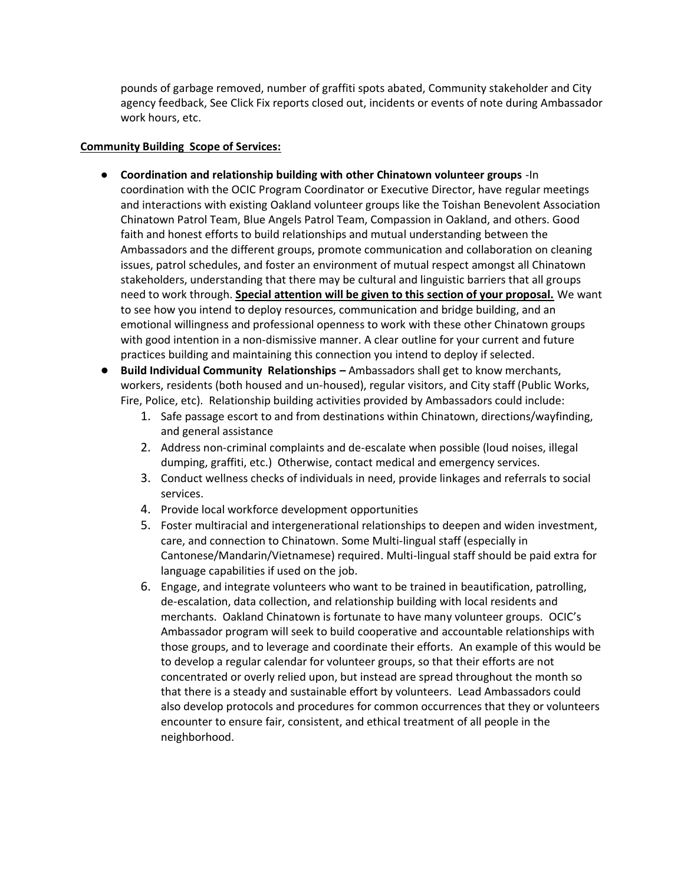pounds of garbage removed, number of graffiti spots abated, Community stakeholder and City agency feedback, See Click Fix reports closed out, incidents or events of note during Ambassador work hours, etc.

**Community Building Scope of Services:**

- **Coordination and relationship building with other Chinatown volunteer groups** -In coordination with the OCIC Program Coordinator or Executive Director, have regular meetings and interactions with existing Oakland volunteer groups like the Toishan Benevolent Association Chinatown Patrol Team, Blue Angels Patrol Team, Compassion in Oakland, and others. Good faith and honest efforts to build relationships and mutual understanding between the Ambassadors and the different groups, promote communication and collaboration on cleaning issues, patrol schedules, and foster an environment of mutual respect amongst all Chinatown stakeholders, understanding that there may be cultural and linguistic barriers that all groups need to work through. **Special attention will be given to this section of your proposal.** We want to see how you intend to deploy resources, communication and bridge building, and an emotional willingness and professional openness to work with these other Chinatown groups with good intention in a non-dismissive manner. A clear outline for your current and future practices building and maintaining this connection you intend to deploy if selected.
- **Build Individual Community Relationships –** Ambassadors shall get to know merchants, workers, residents (both housed and un-housed), regular visitors, and City staff (Public Works, Fire, Police, etc). Relationship building activities provided by Ambassadors could include:
    1. Safe passage escort to and from destinations within Chinatown, directions/wayfinding, and general assistance
    2. Address non-criminal complaints and de-escalate when possible (loud noises, illegal dumping, graffiti, etc.) Otherwise, contact medical and emergency services.
    3. Conduct wellness checks of individuals in need, provide linkages and referrals to social services.
    4. Provide local workforce development opportunities
    5. Foster multiracial and intergenerational relationships to deepen and widen investment, care, and connection to Chinatown. Some Multi-lingual staff (especially in Cantonese/Mandarin/Vietnamese) required. Multi-lingual staff should be paid extra for language capabilities if used on the job.
    6. Engage, and integrate volunteers who want to be trained in beautification, patrolling, de-escalation, data collection, and relationship building with local residents and merchants. Oakland Chinatown is fortunate to have many volunteer groups. OCIC's Ambassador program will seek to build cooperative and accountable relationships with those groups, and to leverage and coordinate their efforts. An example of this would be to develop a regular calendar for volunteer groups, so that their efforts are not concentrated or overly relied upon, but instead are spread throughout the month so that there is a steady and sustainable effort by volunteers. Lead Ambassadors could also develop protocols and procedures for common occurrences that they or volunteers encounter to ensure fair, consistent, and ethical treatment of all people in the neighborhood.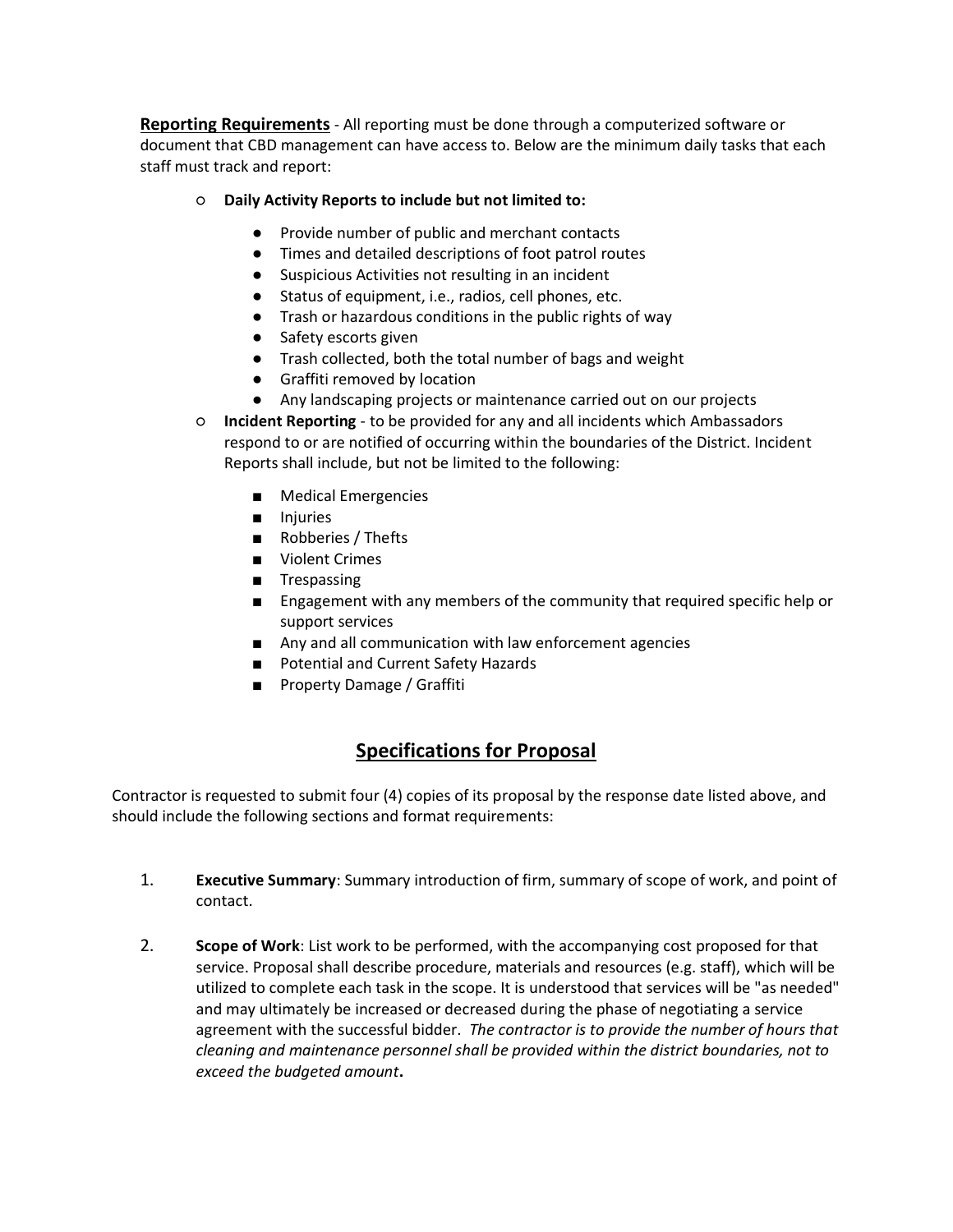**<u>Reporting Requirements</u>** - All reporting must be done through a computerized software or document that CBD management can have access to. Below are the minimum daily tasks that each staff must track and report:

- **Daily Activity Reports to include but not limited to:**
    - Provide number of public and merchant contacts
    - Times and detailed descriptions of foot patrol routes
    - Suspicious Activities not resulting in an incident
    - Status of equipment, i.e., radios, cell phones, etc.
    - Trash or hazardous conditions in the public rights of way
    - Safety escorts given
    - Trash collected, both the total number of bags and weight
    - Graffiti removed by location
    - Any landscaping projects or maintenance carried out on our projects
- **Incident Reporting** - to be provided for any and all incidents which Ambassadors respond to or are notified of occurring within the boundaries of the District. Incident Reports shall include, but not be limited to the following:
    - Medical Emergencies
    - Injuries
    - Robberies / Thefts
    - Violent Crimes
    - Trespassing
    - Engagement with any members of the community that required specific help or support services
    - Any and all communication with law enforcement agencies
    - Potential and Current Safety Hazards
    - Property Damage / Graffiti

## <u>Specifications for Proposal</u>

Contractor is requested to submit four (4) copies of its proposal by the response date listed above, and should include the following sections and format requirements:

1. **Executive Summary**: Summary introduction of firm, summary of scope of work, and point of contact.

2. **Scope of Work**: List work to be performed, with the accompanying cost proposed for that service. Proposal shall describe procedure, materials and resources (e.g. staff), which will be utilized to complete each task in the scope. It is understood that services will be "as needed" and may ultimately be increased or decreased during the phase of negotiating a service agreement with the successful bidder. *The contractor is to provide the number of hours that cleaning and maintenance personnel shall be provided within the district boundaries, not to exceed the budgeted amount*.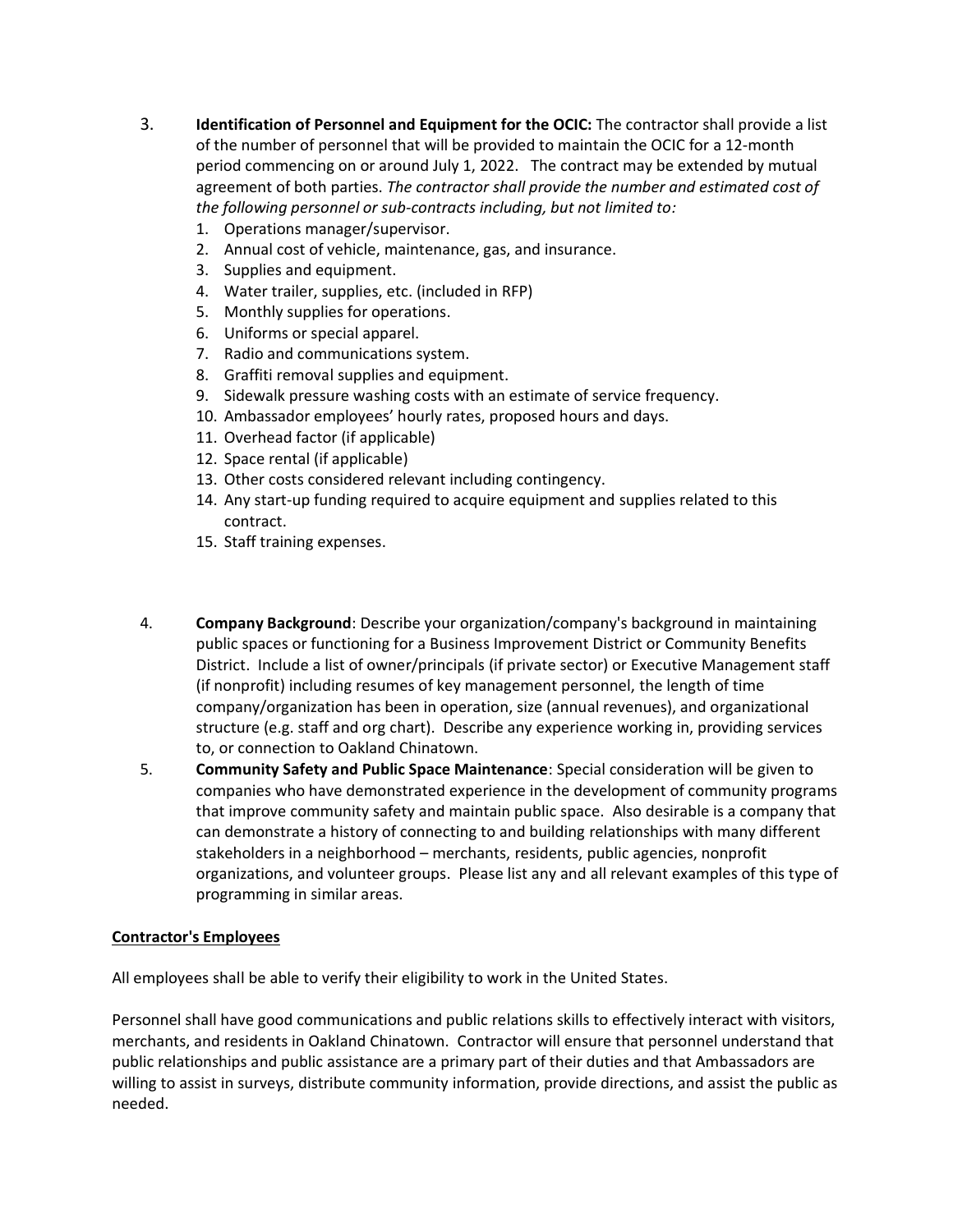3. **Identification of Personnel and Equipment for the OCIC:** The contractor shall provide a list of the number of personnel that will be provided to maintain the OCIC for a 12-month period commencing on or around July 1, 2022. The contract may be extended by mutual agreement of both parties. *The contractor shall provide the number and estimated cost of the following personnel or sub-contracts including, but not limited to:*
   1. Operations manager/supervisor.
   2. Annual cost of vehicle, maintenance, gas, and insurance.
   3. Supplies and equipment.
   4. Water trailer, supplies, etc. (included in RFP)
   5. Monthly supplies for operations.
   6. Uniforms or special apparel.
   7. Radio and communications system.
   8. Graffiti removal supplies and equipment.
   9. Sidewalk pressure washing costs with an estimate of service frequency.
   10. Ambassador employees' hourly rates, proposed hours and days.
   11. Overhead factor (if applicable)
   12. Space rental (if applicable)
   13. Other costs considered relevant including contingency.
   14. Any start-up funding required to acquire equipment and supplies related to this contract.
   15. Staff training expenses.

4. **Company Background**: Describe your organization/company's background in maintaining public spaces or functioning for a Business Improvement District or Community Benefits District. Include a list of owner/principals (if private sector) or Executive Management staff (if nonprofit) including resumes of key management personnel, the length of time company/organization has been in operation, size (annual revenues), and organizational structure (e.g. staff and org chart). Describe any experience working in, providing services to, or connection to Oakland Chinatown.

5. **Community Safety and Public Space Maintenance**: Special consideration will be given to companies who have demonstrated experience in the development of community programs that improve community safety and maintain public space. Also desirable is a company that can demonstrate a history of connecting to and building relationships with many different stakeholders in a neighborhood – merchants, residents, public agencies, nonprofit organizations, and volunteer groups. Please list any and all relevant examples of this type of programming in similar areas.

<u>**Contractor's Employees**</u>

All employees shall be able to verify their eligibility to work in the United States.

Personnel shall have good communications and public relations skills to effectively interact with visitors, merchants, and residents in Oakland Chinatown. Contractor will ensure that personnel understand that public relationships and public assistance are a primary part of their duties and that Ambassadors are willing to assist in surveys, distribute community information, provide directions, and assist the public as needed.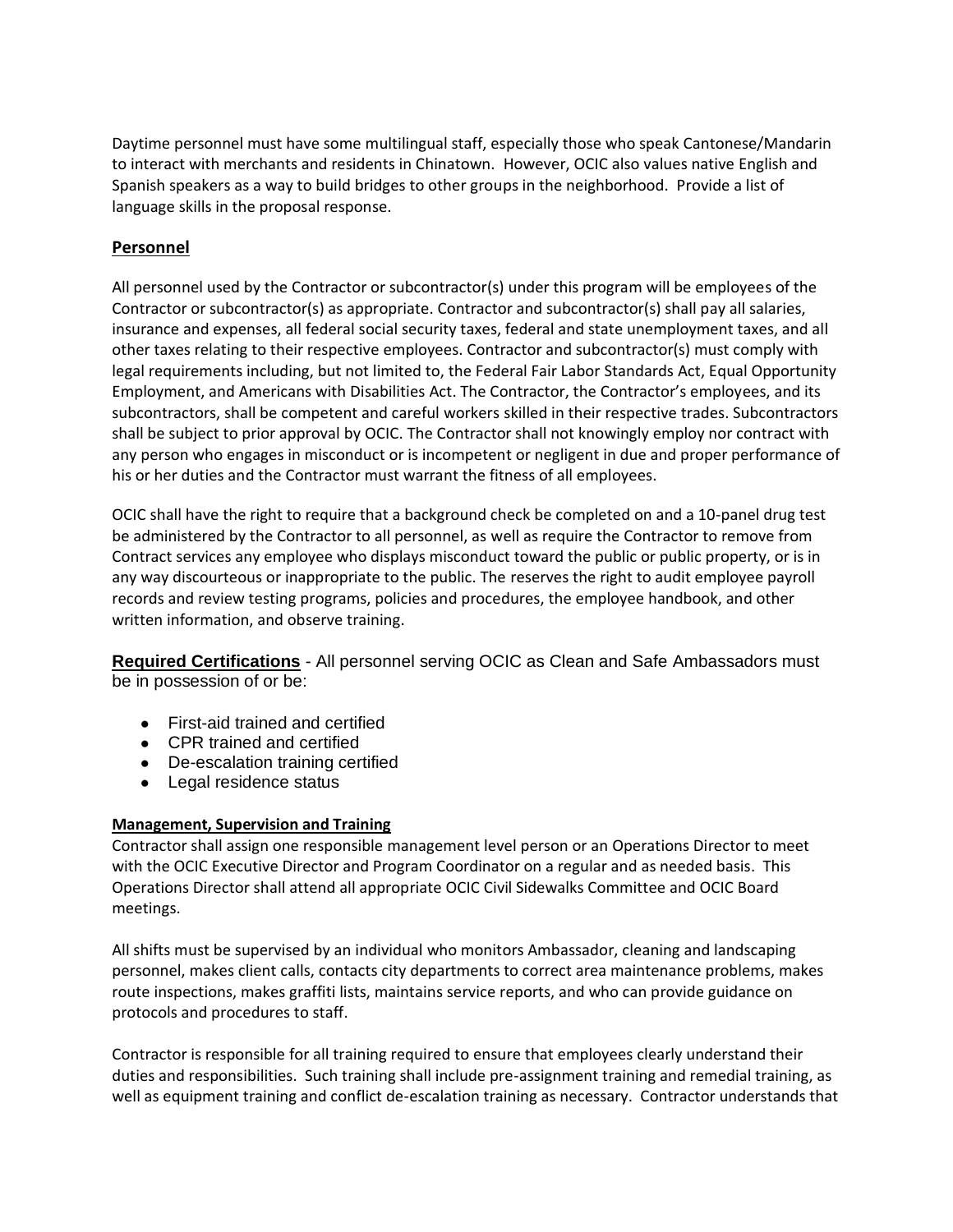Daytime personnel must have some multilingual staff, especially those who speak Cantonese/Mandarin to interact with merchants and residents in Chinatown. However, OCIC also values native English and Spanish speakers as a way to build bridges to other groups in the neighborhood. Provide a list of language skills in the proposal response.

## Personnel

All personnel used by the Contractor or subcontractor(s) under this program will be employees of the Contractor or subcontractor(s) as appropriate. Contractor and subcontractor(s) shall pay all salaries, insurance and expenses, all federal social security taxes, federal and state unemployment taxes, and all other taxes relating to their respective employees. Contractor and subcontractor(s) must comply with legal requirements including, but not limited to, the Federal Fair Labor Standards Act, Equal Opportunity Employment, and Americans with Disabilities Act. The Contractor, the Contractor's employees, and its subcontractors, shall be competent and careful workers skilled in their respective trades. Subcontractors shall be subject to prior approval by OCIC. The Contractor shall not knowingly employ nor contract with any person who engages in misconduct or is incompetent or negligent in due and proper performance of his or her duties and the Contractor must warrant the fitness of all employees.

OCIC shall have the right to require that a background check be completed on and a 10-panel drug test be administered by the Contractor to all personnel, as well as require the Contractor to remove from Contract services any employee who displays misconduct toward the public or public property, or is in any way discourteous or inappropriate to the public. The reserves the right to audit employee payroll records and review testing programs, policies and procedures, the employee handbook, and other written information, and observe training.

**Required Certifications** - All personnel serving OCIC as Clean and Safe Ambassadors must be in possession of or be:

- First-aid trained and certified
- CPR trained and certified
- De-escalation training certified
- Legal residence status

### Management, Supervision and Training

Contractor shall assign one responsible management level person or an Operations Director to meet with the OCIC Executive Director and Program Coordinator on a regular and as needed basis. This Operations Director shall attend all appropriate OCIC Civil Sidewalks Committee and OCIC Board meetings.

All shifts must be supervised by an individual who monitors Ambassador, cleaning and landscaping personnel, makes client calls, contacts city departments to correct area maintenance problems, makes route inspections, makes graffiti lists, maintains service reports, and who can provide guidance on protocols and procedures to staff.

Contractor is responsible for all training required to ensure that employees clearly understand their duties and responsibilities. Such training shall include pre-assignment training and remedial training, as well as equipment training and conflict de-escalation training as necessary. Contractor understands that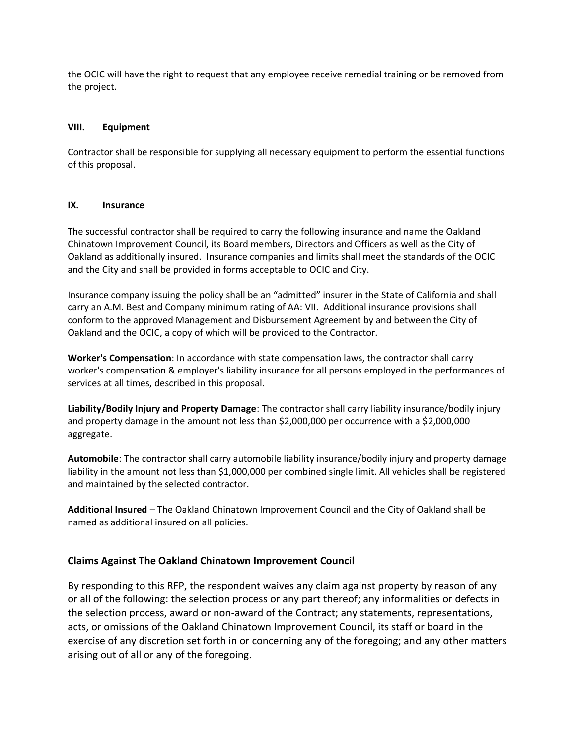the OCIC will have the right to request that any employee receive remedial training or be removed from the project.

## VIII. Equipment

Contractor shall be responsible for supplying all necessary equipment to perform the essential functions of this proposal.

## IX. Insurance

The successful contractor shall be required to carry the following insurance and name the Oakland Chinatown Improvement Council, its Board members, Directors and Officers as well as the City of Oakland as additionally insured. Insurance companies and limits shall meet the standards of the OCIC and the City and shall be provided in forms acceptable to OCIC and City.

Insurance company issuing the policy shall be an "admitted" insurer in the State of California and shall carry an A.M. Best and Company minimum rating of AA: VII. Additional insurance provisions shall conform to the approved Management and Disbursement Agreement by and between the City of Oakland and the OCIC, a copy of which will be provided to the Contractor.

**Worker's Compensation**: In accordance with state compensation laws, the contractor shall carry worker's compensation & employer's liability insurance for all persons employed in the performances of services at all times, described in this proposal.

**Liability/Bodily Injury and Property Damage**: The contractor shall carry liability insurance/bodily injury and property damage in the amount not less than $2,000,000 per occurrence with a $2,000,000 aggregate.

**Automobile**: The contractor shall carry automobile liability insurance/bodily injury and property damage liability in the amount not less than $1,000,000 per combined single limit. All vehicles shall be registered and maintained by the selected contractor.

**Additional Insured** – The Oakland Chinatown Improvement Council and the City of Oakland shall be named as additional insured on all policies.

## Claims Against The Oakland Chinatown Improvement Council

By responding to this RFP, the respondent waives any claim against property by reason of any or all of the following: the selection process or any part thereof; any informalities or defects in the selection process, award or non-award of the Contract; any statements, representations, acts, or omissions of the Oakland Chinatown Improvement Council, its staff or board in the exercise of any discretion set forth in or concerning any of the foregoing; and any other matters arising out of all or any of the foregoing.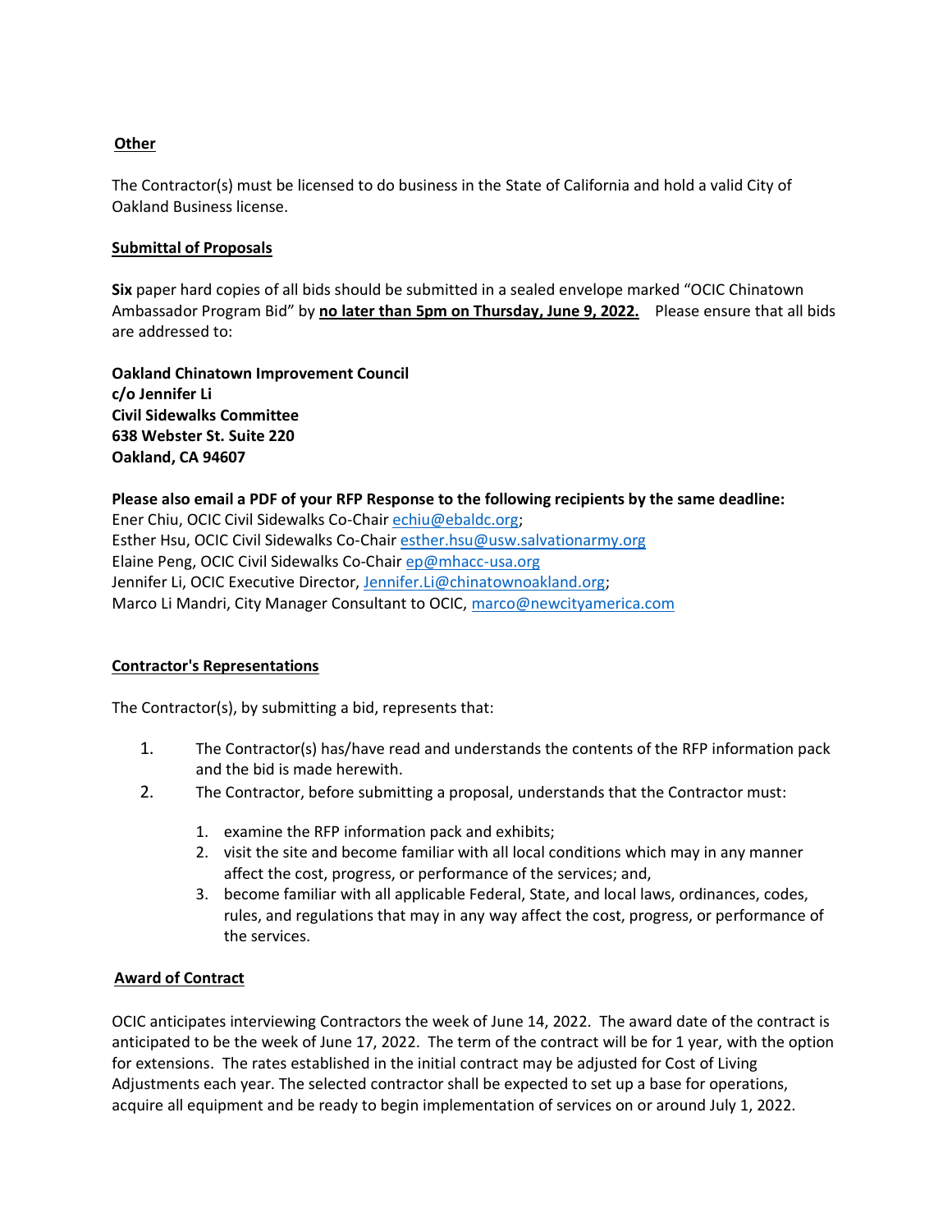**Other**

The Contractor(s) must be licensed to do business in the State of California and hold a valid City of Oakland Business license.

**Submittal of Proposals**

**Six** paper hard copies of all bids should be submitted in a sealed envelope marked "OCIC Chinatown Ambassador Program Bid" by **no later than 5pm on Thursday, June 9, 2022.** Please ensure that all bids are addressed to:

**Oakland Chinatown Improvement Council**
**c/o Jennifer Li**
**Civil Sidewalks Committee**
**638 Webster St. Suite 220**
**Oakland, CA 94607**

**Please also email a PDF of your RFP Response to the following recipients by the same deadline:**
Ener Chiu, OCIC Civil Sidewalks Co-Chair echiu@ebaldc.org;
Esther Hsu, OCIC Civil Sidewalks Co-Chair esther.hsu@usw.salvationarmy.org
Elaine Peng, OCIC Civil Sidewalks Co-Chair ep@mhacc-usa.org
Jennifer Li, OCIC Executive Director, Jennifer.Li@chinatownoakland.org;
Marco Li Mandri, City Manager Consultant to OCIC, marco@newcityamerica.com

**Contractor's Representations**

The Contractor(s), by submitting a bid, represents that:

1. The Contractor(s) has/have read and understands the contents of the RFP information pack and the bid is made herewith.
2. The Contractor, before submitting a proposal, understands that the Contractor must:
    1. examine the RFP information pack and exhibits;
    2. visit the site and become familiar with all local conditions which may in any manner affect the cost, progress, or performance of the services; and,
    3. become familiar with all applicable Federal, State, and local laws, ordinances, codes, rules, and regulations that may in any way affect the cost, progress, or performance of the services.

**Award of Contract**

OCIC anticipates interviewing Contractors the week of June 14, 2022. The award date of the contract is anticipated to be the week of June 17, 2022. The term of the contract will be for 1 year, with the option for extensions. The rates established in the initial contract may be adjusted for Cost of Living Adjustments each year. The selected contractor shall be expected to set up a base for operations, acquire all equipment and be ready to begin implementation of services on or around July 1, 2022.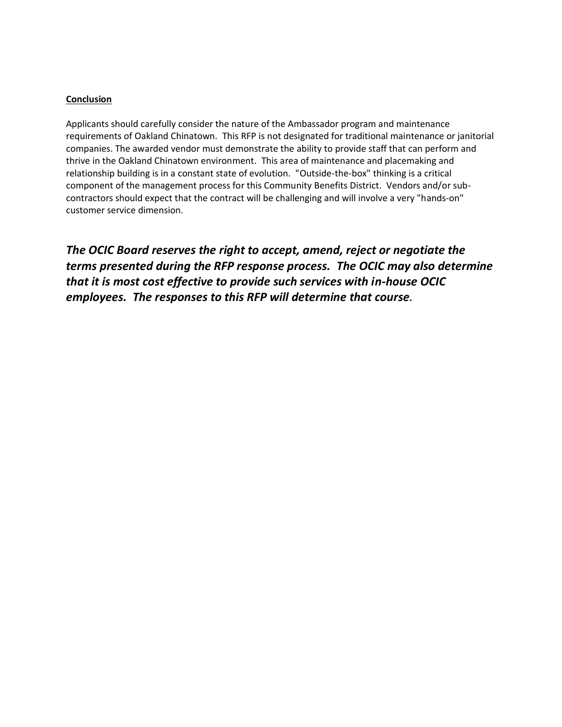**Conclusion**

Applicants should carefully consider the nature of the Ambassador program and maintenance requirements of Oakland Chinatown. This RFP is not designated for traditional maintenance or janitorial companies. The awarded vendor must demonstrate the ability to provide staff that can perform and thrive in the Oakland Chinatown environment. This area of maintenance and placemaking and relationship building is in a constant state of evolution. "Outside-the-box" thinking is a critical component of the management process for this Community Benefits District. Vendors and/or sub-contractors should expect that the contract will be challenging and will involve a very "hands-on" customer service dimension.

***The OCIC Board reserves the right to accept, amend, reject or negotiate the terms presented during the RFP response process. The OCIC may also determine that it is most cost effective to provide such services with in-house OCIC employees. The responses to this RFP will determine that course.***